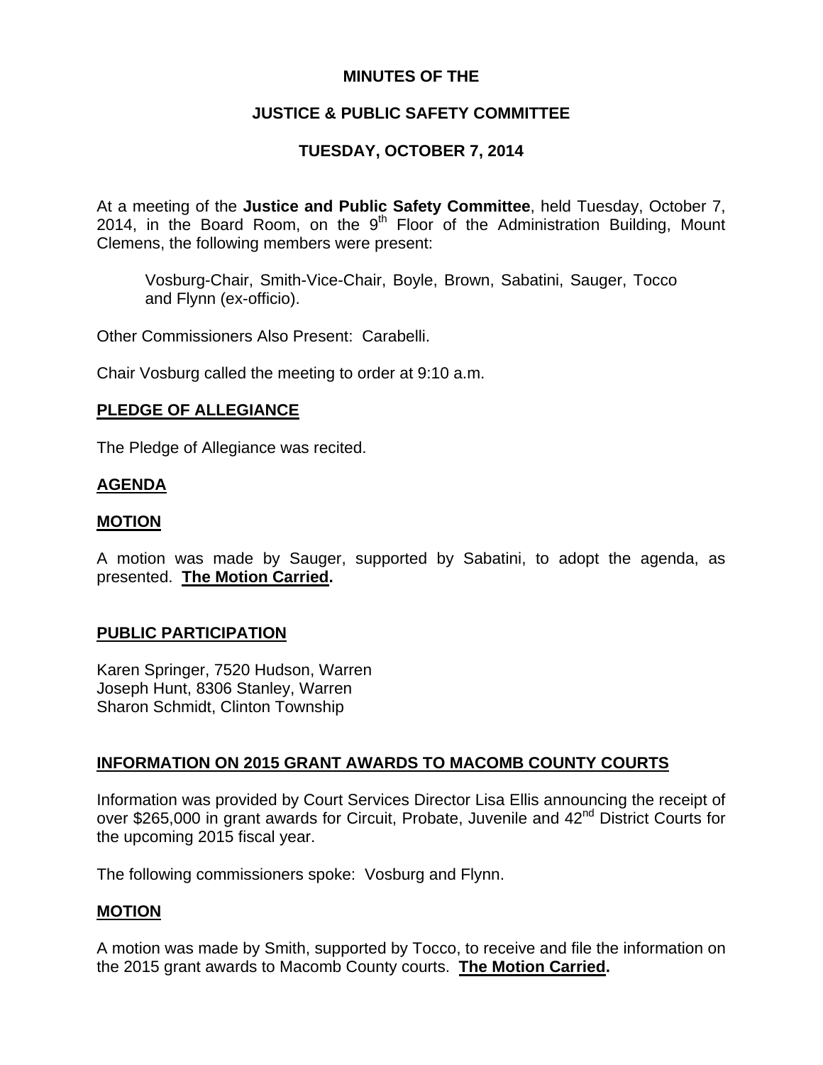**MINUTES OF THE**

**JUSTICE & PUBLIC SAFETY COMMITTEE**

**TUESDAY, OCTOBER 7, 2014**

At a meeting of the **Justice and Public Safety Committee**, held Tuesday, October 7, 2014, in the Board Room, on the 9th Floor of the Administration Building, Mount Clemens, the following members were present:

> Vosburg-Chair, Smith-Vice-Chair, Boyle, Brown, Sabatini, Sauger, Tocco and Flynn (ex-officio).

Other Commissioners Also Present: Carabelli.

Chair Vosburg called the meeting to order at 9:10 a.m.

## PLEDGE OF ALLEGIANCE

The Pledge of Allegiance was recited.

## AGENDA

## MOTION

A motion was made by Sauger, supported by Sabatini, to adopt the agenda, as presented. **The Motion Carried.**

## PUBLIC PARTICIPATION

Karen Springer, 7520 Hudson, Warren
Joseph Hunt, 8306 Stanley, Warren
Sharon Schmidt, Clinton Township

## INFORMATION ON 2015 GRANT AWARDS TO MACOMB COUNTY COURTS

Information was provided by Court Services Director Lisa Ellis announcing the receipt of over $265,000 in grant awards for Circuit, Probate, Juvenile and 42nd District Courts for the upcoming 2015 fiscal year.

The following commissioners spoke: Vosburg and Flynn.

## MOTION

A motion was made by Smith, supported by Tocco, to receive and file the information on the 2015 grant awards to Macomb County courts. **The Motion Carried.**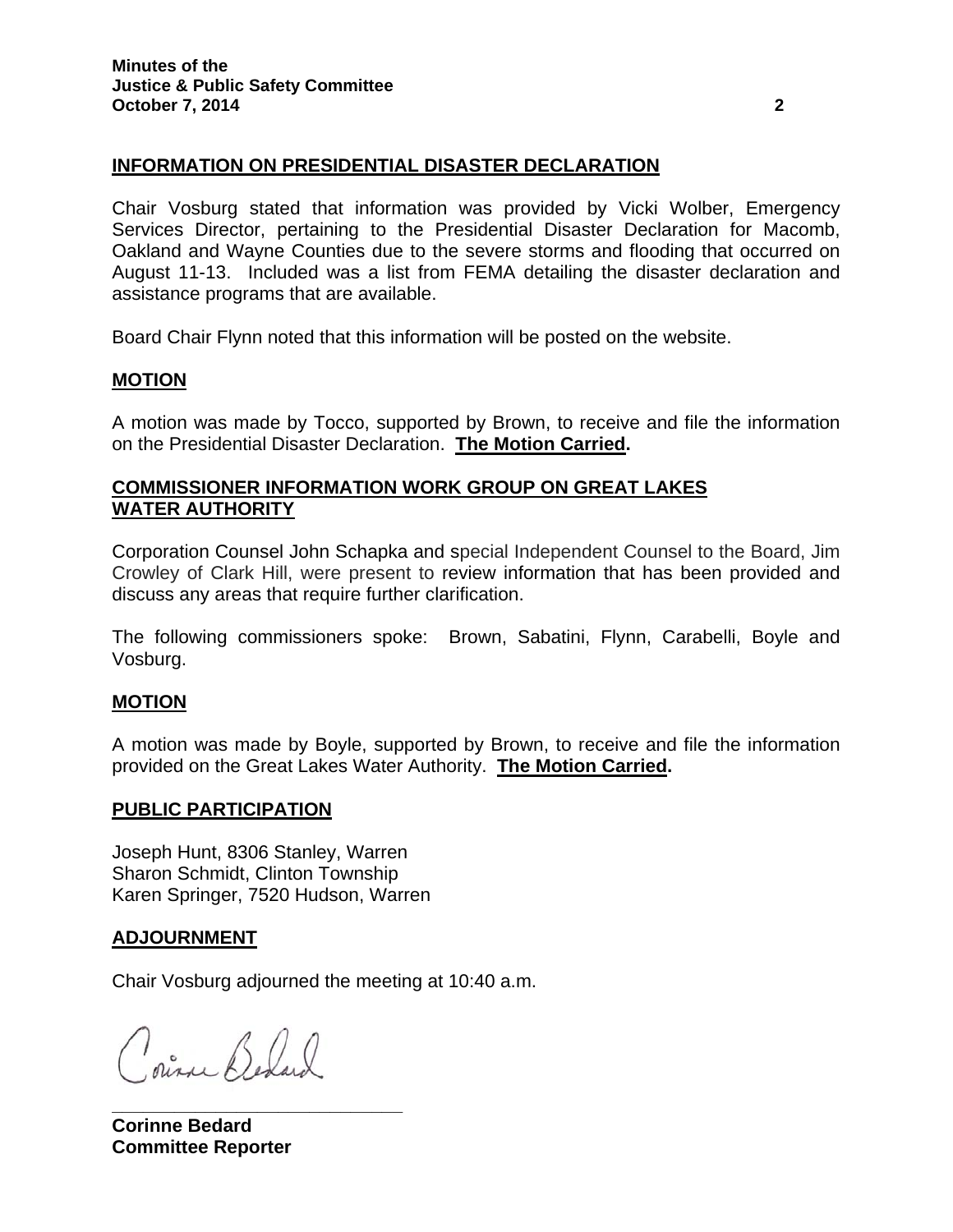## INFORMATION ON PRESIDENTIAL DISASTER DECLARATION

Chair Vosburg stated that information was provided by Vicki Wolber, Emergency Services Director, pertaining to the Presidential Disaster Declaration for Macomb, Oakland and Wayne Counties due to the severe storms and flooding that occurred on August 11-13. Included was a list from FEMA detailing the disaster declaration and assistance programs that are available.

Board Chair Flynn noted that this information will be posted on the website.

## MOTION

A motion was made by Tocco, supported by Brown, to receive and file the information on the Presidential Disaster Declaration. **The Motion Carried.**

## COMMISSIONER INFORMATION WORK GROUP ON GREAT LAKES WATER AUTHORITY

Corporation Counsel John Schapka and special Independent Counsel to the Board, Jim Crowley of Clark Hill, were present to review information that has been provided and discuss any areas that require further clarification.

The following commissioners spoke: Brown, Sabatini, Flynn, Carabelli, Boyle and Vosburg.

## MOTION

A motion was made by Boyle, supported by Brown, to receive and file the information provided on the Great Lakes Water Authority. **The Motion Carried.**

## PUBLIC PARTICIPATION

Joseph Hunt, 8306 Stanley, Warren
Sharon Schmidt, Clinton Township
Karen Springer, 7520 Hudson, Warren

## ADJOURNMENT

Chair Vosburg adjourned the meeting at 10:40 a.m.

Corinne Bedard

\_\_\_\_\_\_\_\_\_\_\_\_\_\_\_\_\_\_\_\_\_\_\_\_\_\_\_\_

**Corinne Bedard**
**Committee Reporter**